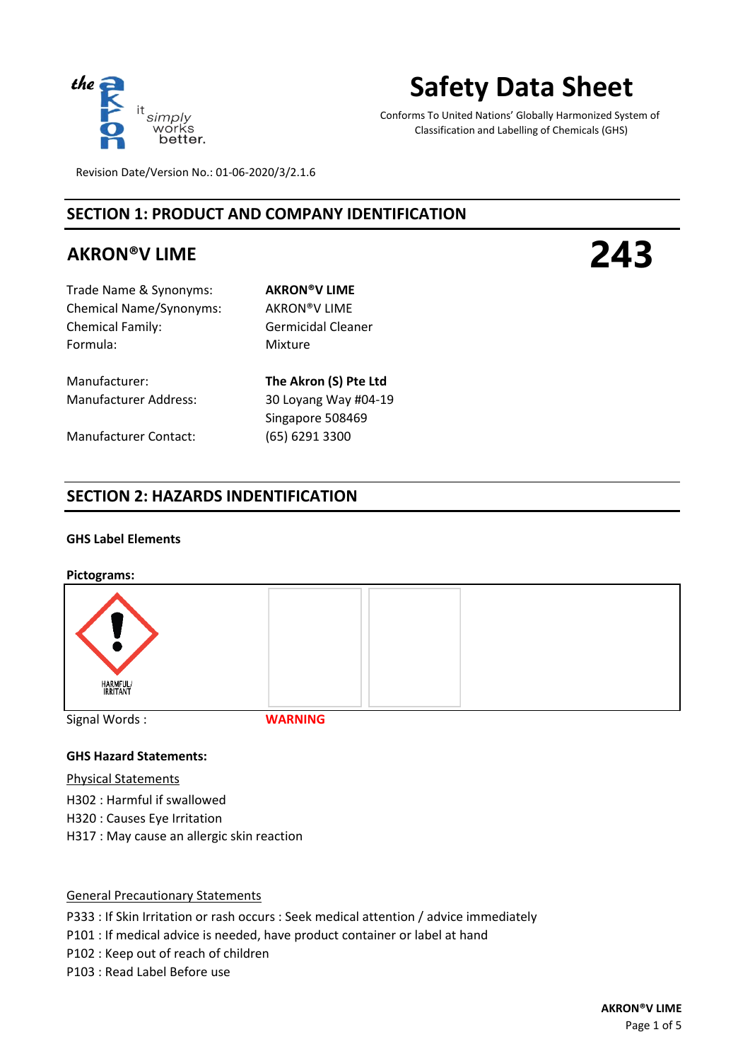# Safety Data Sheet

Conforms To United Nations' Globally Harmonized System of Classification and Labelling of Chemicals (GHS)

Revision Date/Version No.: 01-06-2020/3/2.1.6

## SECTION 1: PRODUCT AND COMPANY IDENTIFICATION

### AKRON®V LIME

**243**

| | |
|---|---|
| Trade Name & Synonyms: | **AKRON®V LIME** |
| Chemical Name/Synonyms: | AKRON®V LIME |
| Chemical Family: | Germicidal Cleaner |
| Formula: | Mixture |
| Manufacturer: | **The Akron (S) Pte Ltd** |
| Manufacturer Address: | 30 Loyang Way #04-19<br>Singapore 508469 |
| Manufacturer Contact: | (65) 6291 3300 |

## SECTION 2: HAZARDS INDENTIFICATION

**GHS Label Elements**

**Pictograms:**

HARMFUL/ IRRITANT

Signal Words : **WARNING**

**GHS Hazard Statements:**

Physical Statements

H302 : Harmful if swallowed
H320 : Causes Eye Irritation
H317 : May cause an allergic skin reaction

General Precautionary Statements

P333 : If Skin Irritation or rash occurs : Seek medical attention / advice immediately
P101 : If medical advice is needed, have product container or label at hand
P102 : Keep out of reach of children
P103 : Read Label Before use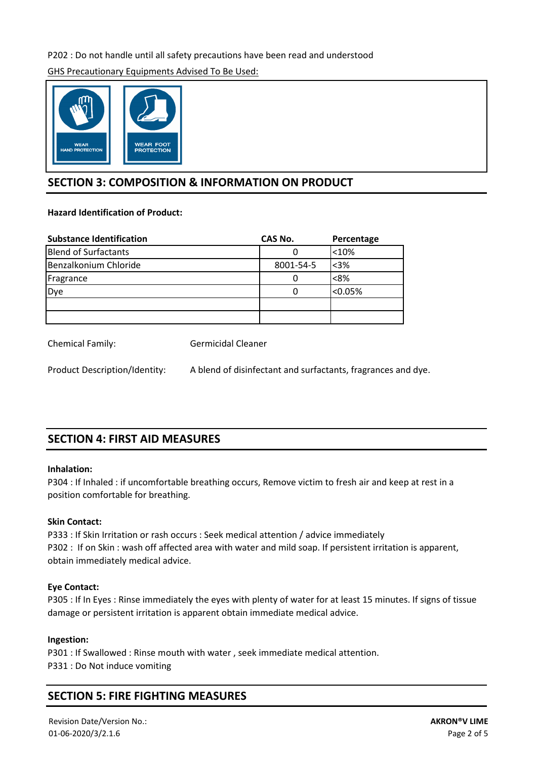P202 : Do not handle until all safety precautions have been read and understood

GHS Precautionary Equipments Advised To Be Used:

WEAR HAND PROTECTION

WEAR FOOT PROTECTION

## SECTION 3: COMPOSITION & INFORMATION ON PRODUCT

**Hazard Identification of Product:**

| Substance Identification | CAS No. | Percentage |
|---|---|---|
| Blend of Surfactants | 0 | <10% |
| Benzalkonium Chloride | 8001-54-5 | <3% |
| Fragrance | 0 | <8% |
| Dye | 0 | <0.05% |
| | | |
| | | |

Chemical Family: Germicidal Cleaner

Product Description/Identity: A blend of disinfectant and surfactants, fragrances and dye.

## SECTION 4: FIRST AID MEASURES

**Inhalation:**

P304 : If Inhaled : if uncomfortable breathing occurs, Remove victim to fresh air and keep at rest in a position comfortable for breathing.

**Skin Contact:**

P333 : If Skin Irritation or rash occurs : Seek medical attention / advice immediately

P302 : If on Skin : wash off affected area with water and mild soap. If persistent irritation is apparent, obtain immediately medical advice.

**Eye Contact:**

P305 : If In Eyes : Rinse immediately the eyes with plenty of water for at least 15 minutes. If signs of tissue damage or persistent irritation is apparent obtain immediate medical advice.

**Ingestion:**

P301 : If Swallowed : Rinse mouth with water , seek immediate medical attention.

P331 : Do Not induce vomiting

## SECTION 5: FIRE FIGHTING MEASURES

Revision Date/Version No.:
01-06-2020/3/2.1.6

**AKRON®V LIME**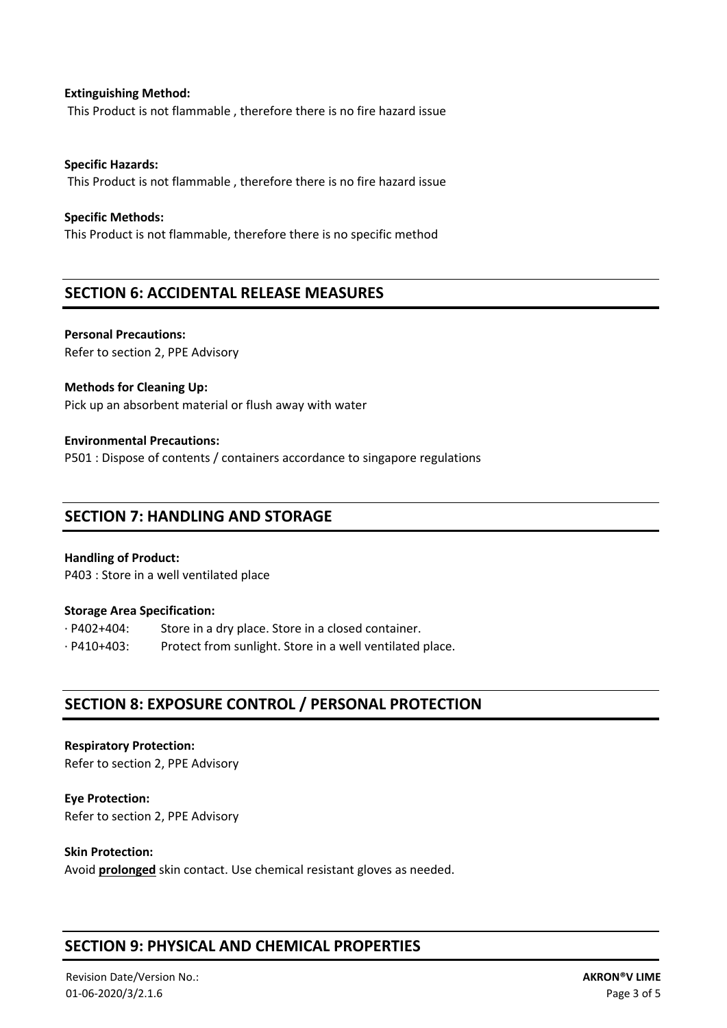**Extinguishing Method:**
This Product is not flammable , therefore there is no fire hazard issue

**Specific Hazards:**
This Product is not flammable , therefore there is no fire hazard issue

**Specific Methods:**
This Product is not flammable, therefore there is no specific method

## SECTION 6: ACCIDENTAL RELEASE MEASURES

**Personal Precautions:**
Refer to section 2, PPE Advisory

**Methods for Cleaning Up:**
Pick up an absorbent material or flush away with water

**Environmental Precautions:**
P501 : Dispose of contents / containers accordance to singapore regulations

## SECTION 7: HANDLING AND STORAGE

**Handling of Product:**
P403 : Store in a well ventilated place

**Storage Area Specification:**

· P402+404: Store in a dry place. Store in a closed container.
· P410+403: Protect from sunlight. Store in a well ventilated place.

## SECTION 8: EXPOSURE CONTROL / PERSONAL PROTECTION

**Respiratory Protection:**
Refer to section 2, PPE Advisory

**Eye Protection:**
Refer to section 2, PPE Advisory

**Skin Protection:**
Avoid **prolonged** skin contact. Use chemical resistant gloves as needed.

## SECTION 9: PHYSICAL AND CHEMICAL PROPERTIES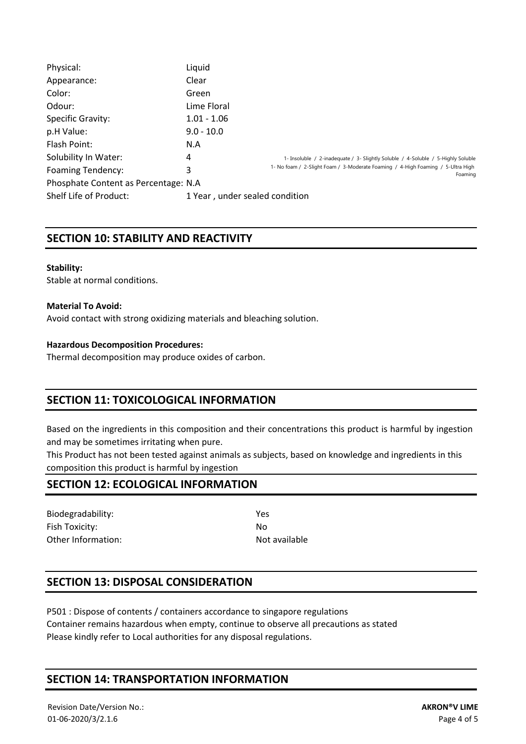| | | |
|---|---|---|
| Physical: | Liquid | |
| Appearance: | Clear | |
| Color: | Green | |
| Odour: | Lime Floral | |
| Specific Gravity: | 1.01 - 1.06 | |
| p.H Value: | 9.0 - 10.0 | |
| Flash Point: | N.A | |
| Solubility In Water: | 4 | 1- Insoluble / 2-inadequate / 3- Slightly Soluble / 4-Soluble / 5-Highly Soluble |
| Foaming Tendency: | 3 | 1- No foam / 2-Slight Foam / 3-Moderate Foaming / 4-High Foaming / 5-Ultra High Foaming |
| Phosphate Content as Percentage: | N.A | |
| Shelf Life of Product: | 1 Year , under sealed condition | |

## SECTION 10: STABILITY AND REACTIVITY

**Stability:**
Stable at normal conditions.

**Material To Avoid:**
Avoid contact with strong oxidizing materials and bleaching solution.

**Hazardous Decomposition Procedures:**
Thermal decomposition may produce oxides of carbon.

## SECTION 11: TOXICOLOGICAL INFORMATION

Based on the ingredients in this composition and their concentrations this product is harmful by ingestion and may be sometimes irritating when pure.
This Product has not been tested against animals as subjects, based on knowledge and ingredients in this composition this product is harmful by ingestion

## SECTION 12: ECOLOGICAL INFORMATION

| | |
|---|---|
| Biodegradability: | Yes |
| Fish Toxicity: | No |
| Other Information: | Not available |

## SECTION 13: DISPOSAL CONSIDERATION

P501 : Dispose of contents / containers accordance to singapore regulations
Container remains hazardous when empty, continue to observe all precautions as stated
Please kindly refer to Local authorities for any disposal regulations.

## SECTION 14: TRANSPORTATION INFORMATION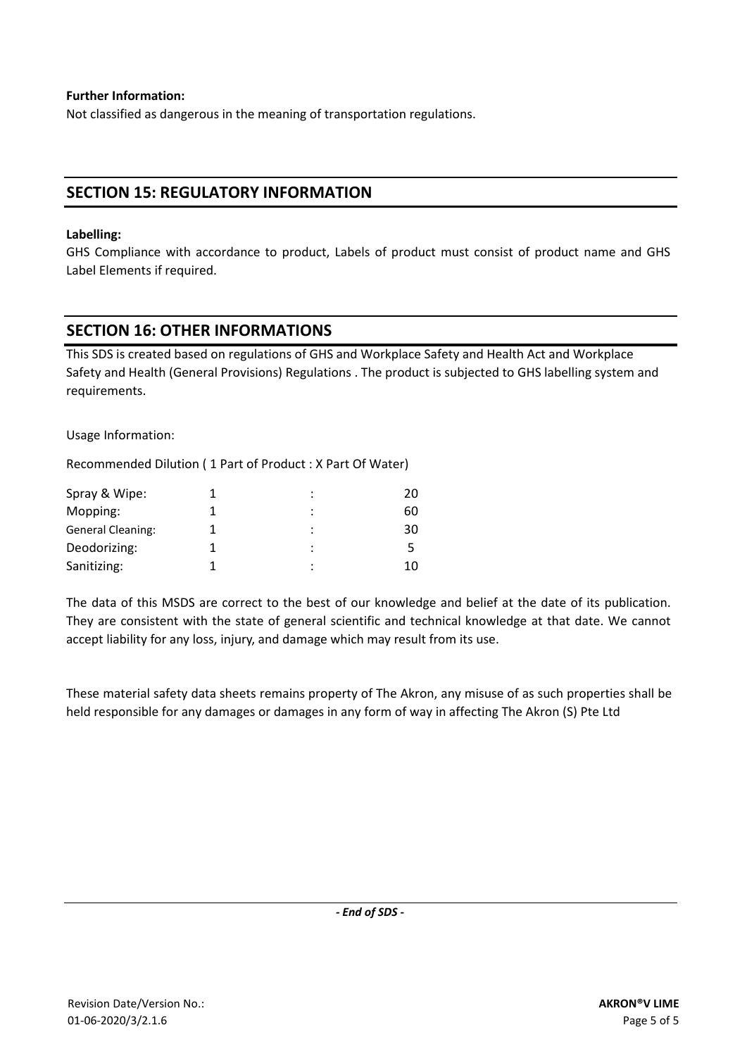**Further Information:**
Not classified as dangerous in the meaning of transportation regulations.

## SECTION 15: REGULATORY INFORMATION

**Labelling:**
GHS Compliance with accordance to product, Labels of product must consist of product name and GHS Label Elements if required.

## SECTION 16: OTHER INFORMATIONS

This SDS is created based on regulations of GHS and Workplace Safety and Health Act and Workplace Safety and Health (General Provisions) Regulations . The product is subjected to GHS labelling system and requirements.

Usage Information:

Recommended Dilution ( 1 Part of Product : X Part Of Water)

| | | | |
|---|---|---|---|
| Spray & Wipe: | 1 | : | 20 |
| Mopping: | 1 | : | 60 |
| General Cleaning: | 1 | : | 30 |
| Deodorizing: | 1 | : | 5 |
| Sanitizing: | 1 | : | 10 |

The data of this MSDS are correct to the best of our knowledge and belief at the date of its publication. They are consistent with the state of general scientific and technical knowledge at that date. We cannot accept liability for any loss, injury, and damage which may result from its use.

These material safety data sheets remains property of The Akron, any misuse of as such properties shall be held responsible for any damages or damages in any form of way in affecting The Akron (S) Pte Ltd

***- End of SDS -***

Revision Date/Version No.:
01-06-2020/3/2.1.6

**AKRON®V LIME**